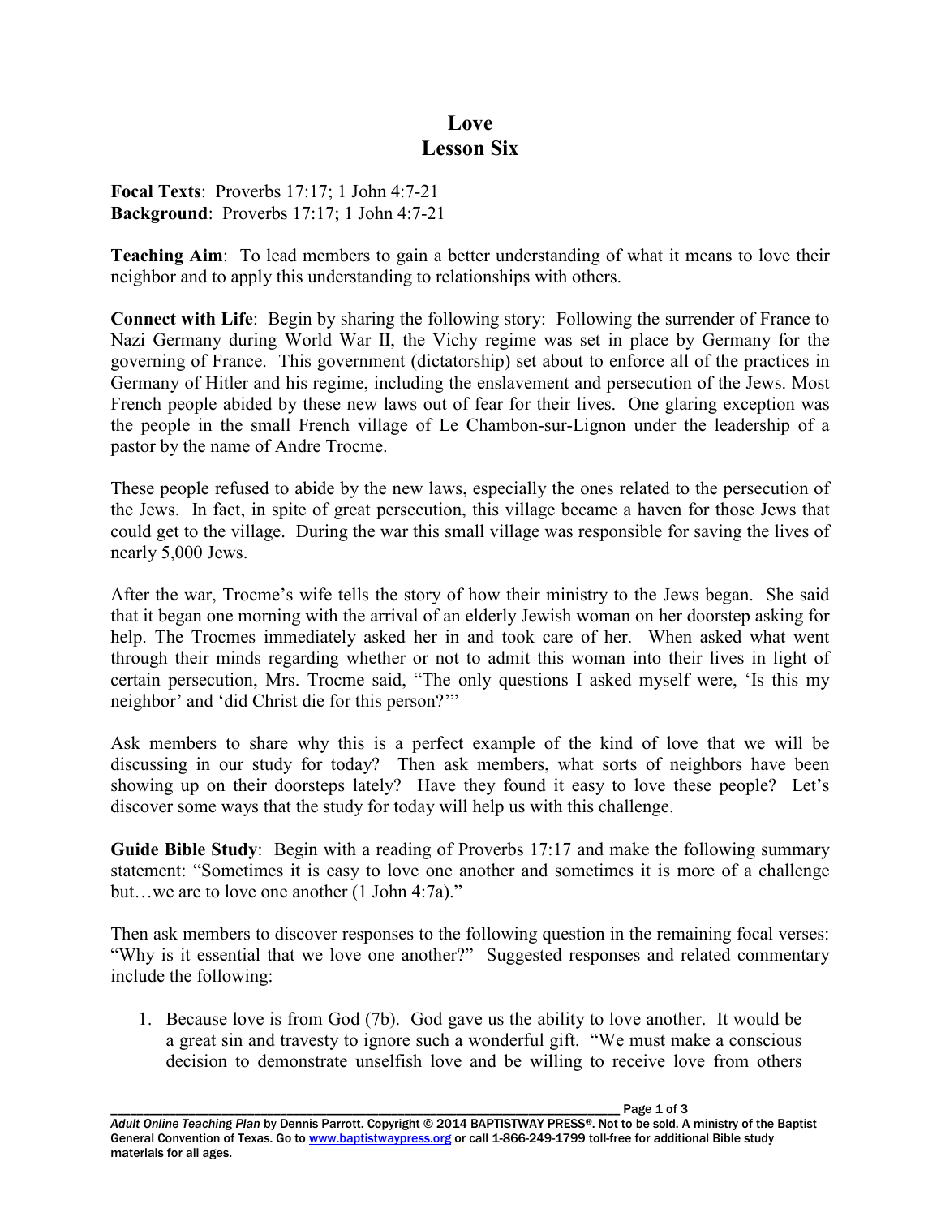# Love
## Lesson Six

**Focal Texts**: Proverbs 17:17; 1 John 4:7-21
**Background**: Proverbs 17:17; 1 John 4:7-21

**Teaching Aim**: To lead members to gain a better understanding of what it means to love their neighbor and to apply this understanding to relationships with others.

**Connect with Life**: Begin by sharing the following story: Following the surrender of France to Nazi Germany during World War II, the Vichy regime was set in place by Germany for the governing of France. This government (dictatorship) set about to enforce all of the practices in Germany of Hitler and his regime, including the enslavement and persecution of the Jews. Most French people abided by these new laws out of fear for their lives. One glaring exception was the people in the small French village of Le Chambon-sur-Lignon under the leadership of a pastor by the name of Andre Trocme.

These people refused to abide by the new laws, especially the ones related to the persecution of the Jews. In fact, in spite of great persecution, this village became a haven for those Jews that could get to the village. During the war this small village was responsible for saving the lives of nearly 5,000 Jews.

After the war, Trocme's wife tells the story of how their ministry to the Jews began. She said that it began one morning with the arrival of an elderly Jewish woman on her doorstep asking for help. The Trocmes immediately asked her in and took care of her. When asked what went through their minds regarding whether or not to admit this woman into their lives in light of certain persecution, Mrs. Trocme said, "The only questions I asked myself were, 'Is this my neighbor' and 'did Christ die for this person?'"

Ask members to share why this is a perfect example of the kind of love that we will be discussing in our study for today? Then ask members, what sorts of neighbors have been showing up on their doorsteps lately? Have they found it easy to love these people? Let's discover some ways that the study for today will help us with this challenge.

**Guide Bible Study**: Begin with a reading of Proverbs 17:17 and make the following summary statement: "Sometimes it is easy to love one another and sometimes it is more of a challenge but…we are to love one another (1 John 4:7a)."

Then ask members to discover responses to the following question in the remaining focal verses: "Why is it essential that we love one another?" Suggested responses and related commentary include the following:

1. Because love is from God (7b). God gave us the ability to love another. It would be a great sin and travesty to ignore such a wonderful gift. "We must make a conscious decision to demonstrate unselfish love and be willing to receive love from others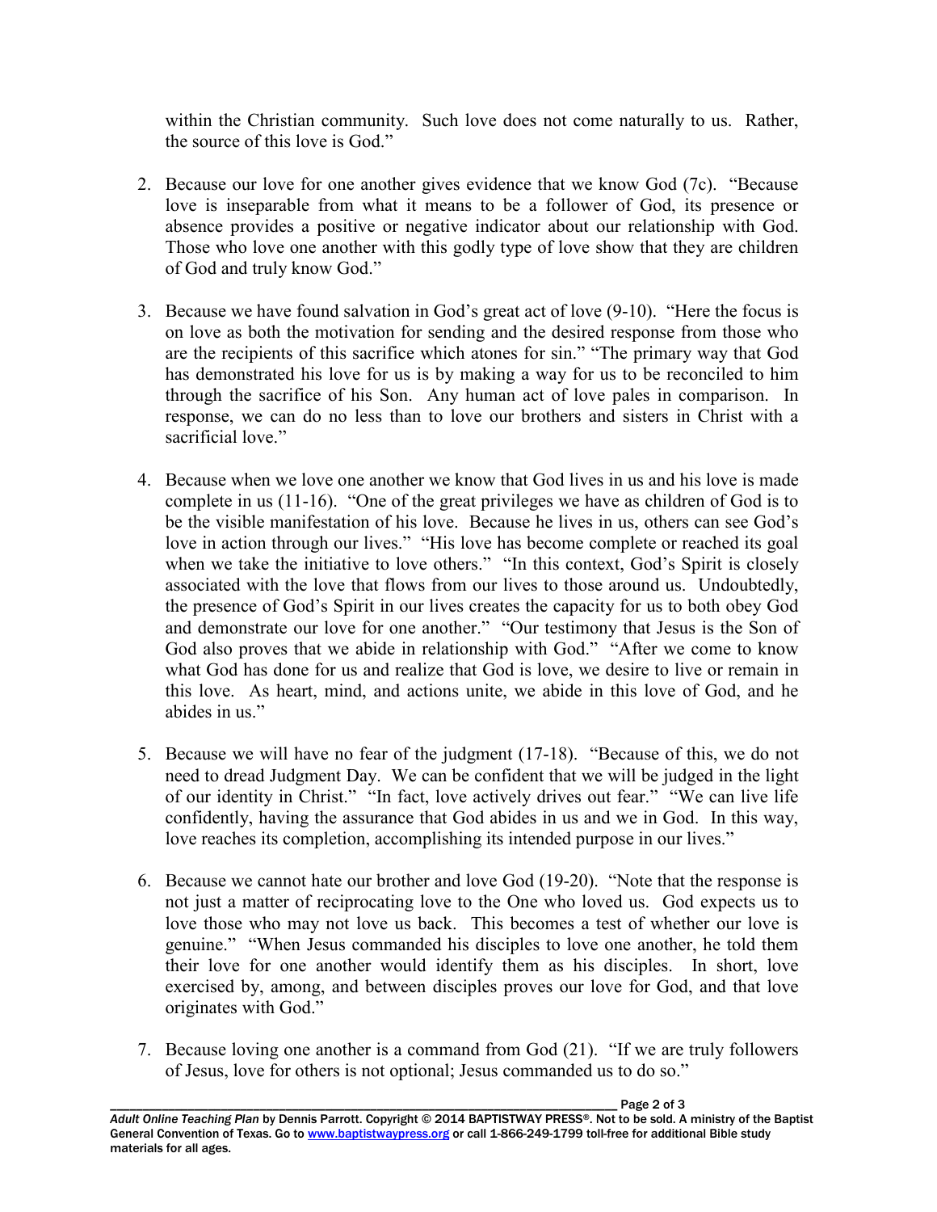within the Christian community. Such love does not come naturally to us. Rather, the source of this love is God."

2. Because our love for one another gives evidence that we know God (7c). "Because love is inseparable from what it means to be a follower of God, its presence or absence provides a positive or negative indicator about our relationship with God. Those who love one another with this godly type of love show that they are children of God and truly know God."

3. Because we have found salvation in God's great act of love (9-10). "Here the focus is on love as both the motivation for sending and the desired response from those who are the recipients of this sacrifice which atones for sin." "The primary way that God has demonstrated his love for us is by making a way for us to be reconciled to him through the sacrifice of his Son. Any human act of love pales in comparison. In response, we can do no less than to love our brothers and sisters in Christ with a sacrificial love."

4. Because when we love one another we know that God lives in us and his love is made complete in us (11-16). "One of the great privileges we have as children of God is to be the visible manifestation of his love. Because he lives in us, others can see God's love in action through our lives." "His love has become complete or reached its goal when we take the initiative to love others." "In this context, God's Spirit is closely associated with the love that flows from our lives to those around us. Undoubtedly, the presence of God's Spirit in our lives creates the capacity for us to both obey God and demonstrate our love for one another." "Our testimony that Jesus is the Son of God also proves that we abide in relationship with God." "After we come to know what God has done for us and realize that God is love, we desire to live or remain in this love. As heart, mind, and actions unite, we abide in this love of God, and he abides in us."

5. Because we will have no fear of the judgment (17-18). "Because of this, we do not need to dread Judgment Day. We can be confident that we will be judged in the light of our identity in Christ." "In fact, love actively drives out fear." "We can live life confidently, having the assurance that God abides in us and we in God. In this way, love reaches its completion, accomplishing its intended purpose in our lives."

6. Because we cannot hate our brother and love God (19-20). "Note that the response is not just a matter of reciprocating love to the One who loved us. God expects us to love those who may not love us back. This becomes a test of whether our love is genuine." "When Jesus commanded his disciples to love one another, he told them their love for one another would identify them as his disciples. In short, love exercised by, among, and between disciples proves our love for God, and that love originates with God."

7. Because loving one another is a command from God (21). "If we are truly followers of Jesus, love for others is not optional; Jesus commanded us to do so."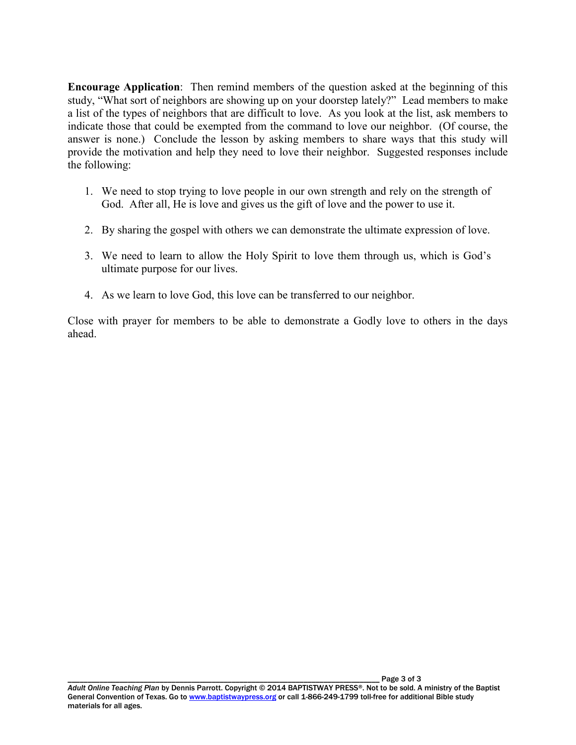**Encourage Application**: Then remind members of the question asked at the beginning of this study, “What sort of neighbors are showing up on your doorstep lately?” Lead members to make a list of the types of neighbors that are difficult to love. As you look at the list, ask members to indicate those that could be exempted from the command to love our neighbor. (Of course, the answer is none.) Conclude the lesson by asking members to share ways that this study will provide the motivation and help they need to love their neighbor. Suggested responses include the following:

1. We need to stop trying to love people in our own strength and rely on the strength of God. After all, He is love and gives us the gift of love and the power to use it.

2. By sharing the gospel with others we can demonstrate the ultimate expression of love.

3. We need to learn to allow the Holy Spirit to love them through us, which is God’s ultimate purpose for our lives.

4. As we learn to love God, this love can be transferred to our neighbor.

Close with prayer for members to be able to demonstrate a Godly love to others in the days ahead.